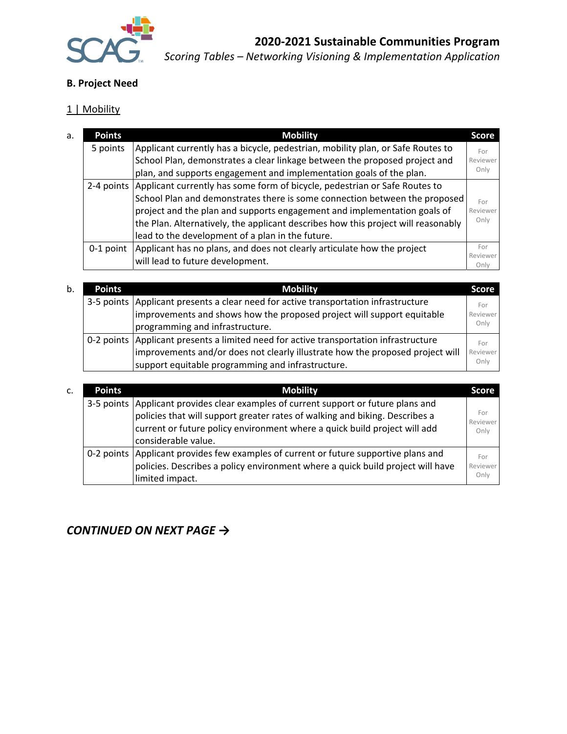# 2020-2021 Sustainable Communities Program

*Scoring Tables – Networking Visioning & Implementation Application*

## B. Project Need

### 1 | Mobility

a.

| Points | Mobility | Score |
|---|---|---|
| 5 points | Applicant currently has a bicycle, pedestrian, mobility plan, or Safe Routes to School Plan, demonstrates a clear linkage between the proposed project and plan, and supports engagement and implementation goals of the plan. | For Reviewer Only |
| 2-4 points | Applicant currently has some form of bicycle, pedestrian or Safe Routes to School Plan and demonstrates there is some connection between the proposed project and the plan and supports engagement and implementation goals of the Plan. Alternatively, the applicant describes how this project will reasonably lead to the development of a plan in the future. | For Reviewer Only |
| 0-1 point | Applicant has no plans, and does not clearly articulate how the project will lead to future development. | For Reviewer Only |

b.

| Points | Mobility | Score |
|---|---|---|
| 3-5 points | Applicant presents a clear need for active transportation infrastructure improvements and shows how the proposed project will support equitable programming and infrastructure. | For Reviewer Only |
| 0-2 points | Applicant presents a limited need for active transportation infrastructure improvements and/or does not clearly illustrate how the proposed project will support equitable programming and infrastructure. | For Reviewer Only |

c.

| Points | Mobility | Score |
|---|---|---|
| 3-5 points | Applicant provides clear examples of current support or future plans and policies that will support greater rates of walking and biking. Describes a current or future policy environment where a quick build project will add considerable value. | For Reviewer Only |
| 0-2 points | Applicant provides few examples of current or future supportive plans and policies. Describes a policy environment where a quick build project will have limited impact. | For Reviewer Only |

***CONTINUED ON NEXT PAGE →***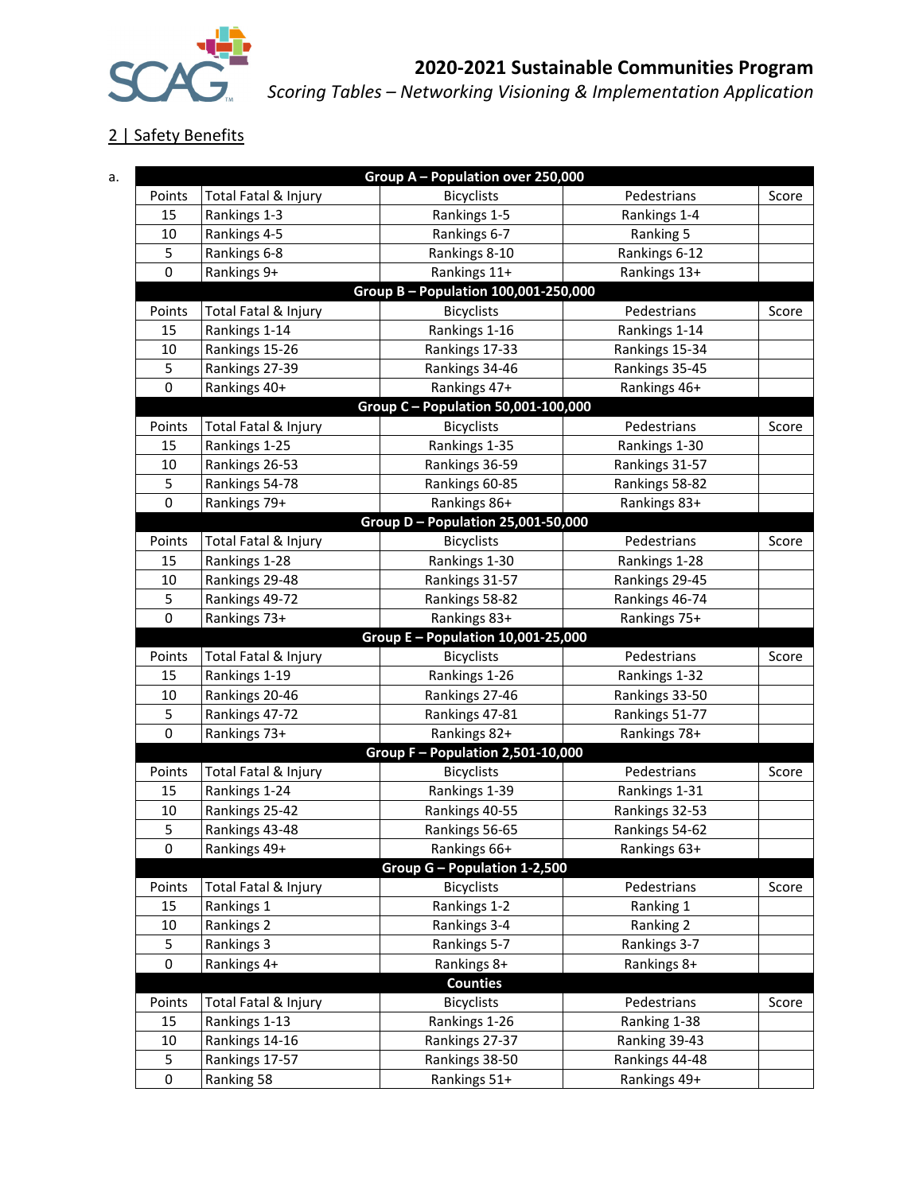## 2020-2021 Sustainable Communities Program

*Scoring Tables – Networking Visioning & Implementation Application*

## 2 | Safety Benefits

a.

| Group A – Population over 250,000 | | | | |
|---|---|---|---|---|
| Points | Total Fatal & Injury | Bicyclists | Pedestrians | Score |
| 15 | Rankings 1-3 | Rankings 1-5 | Rankings 1-4 | |
| 10 | Rankings 4-5 | Rankings 6-7 | Ranking 5 | |
| 5 | Rankings 6-8 | Rankings 8-10 | Rankings 6-12 | |
| 0 | Rankings 9+ | Rankings 11+ | Rankings 13+ | |
| **Group B – Population 100,001-250,000** | | | | |
| Points | Total Fatal & Injury | Bicyclists | Pedestrians | Score |
| 15 | Rankings 1-14 | Rankings 1-16 | Rankings 1-14 | |
| 10 | Rankings 15-26 | Rankings 17-33 | Rankings 15-34 | |
| 5 | Rankings 27-39 | Rankings 34-46 | Rankings 35-45 | |
| 0 | Rankings 40+ | Rankings 47+ | Rankings 46+ | |
| **Group C – Population 50,001-100,000** | | | | |
| Points | Total Fatal & Injury | Bicyclists | Pedestrians | Score |
| 15 | Rankings 1-25 | Rankings 1-35 | Rankings 1-30 | |
| 10 | Rankings 26-53 | Rankings 36-59 | Rankings 31-57 | |
| 5 | Rankings 54-78 | Rankings 60-85 | Rankings 58-82 | |
| 0 | Rankings 79+ | Rankings 86+ | Rankings 83+ | |
| **Group D – Population 25,001-50,000** | | | | |
| Points | Total Fatal & Injury | Bicyclists | Pedestrians | Score |
| 15 | Rankings 1-28 | Rankings 1-30 | Rankings 1-28 | |
| 10 | Rankings 29-48 | Rankings 31-57 | Rankings 29-45 | |
| 5 | Rankings 49-72 | Rankings 58-82 | Rankings 46-74 | |
| 0 | Rankings 73+ | Rankings 83+ | Rankings 75+ | |
| **Group E – Population 10,001-25,000** | | | | |
| Points | Total Fatal & Injury | Bicyclists | Pedestrians | Score |
| 15 | Rankings 1-19 | Rankings 1-26 | Rankings 1-32 | |
| 10 | Rankings 20-46 | Rankings 27-46 | Rankings 33-50 | |
| 5 | Rankings 47-72 | Rankings 47-81 | Rankings 51-77 | |
| 0 | Rankings 73+ | Rankings 82+ | Rankings 78+ | |
| **Group F – Population 2,501-10,000** | | | | |
| Points | Total Fatal & Injury | Bicyclists | Pedestrians | Score |
| 15 | Rankings 1-24 | Rankings 1-39 | Rankings 1-31 | |
| 10 | Rankings 25-42 | Rankings 40-55 | Rankings 32-53 | |
| 5 | Rankings 43-48 | Rankings 56-65 | Rankings 54-62 | |
| 0 | Rankings 49+ | Rankings 66+ | Rankings 63+ | |
| **Group G – Population 1-2,500** | | | | |
| Points | Total Fatal & Injury | Bicyclists | Pedestrians | Score |
| 15 | Rankings 1 | Rankings 1-2 | Ranking 1 | |
| 10 | Rankings 2 | Rankings 3-4 | Ranking 2 | |
| 5 | Rankings 3 | Rankings 5-7 | Rankings 3-7 | |
| 0 | Rankings 4+ | Rankings 8+ | Rankings 8+ | |
| **Counties** | | | | |
| Points | Total Fatal & Injury | Bicyclists | Pedestrians | Score |
| 15 | Rankings 1-13 | Rankings 1-26 | Ranking 1-38 | |
| 10 | Rankings 14-16 | Rankings 27-37 | Ranking 39-43 | |
| 5 | Rankings 17-57 | Rankings 38-50 | Rankings 44-48 | |
| 0 | Ranking 58 | Rankings 51+ | Rankings 49+ | |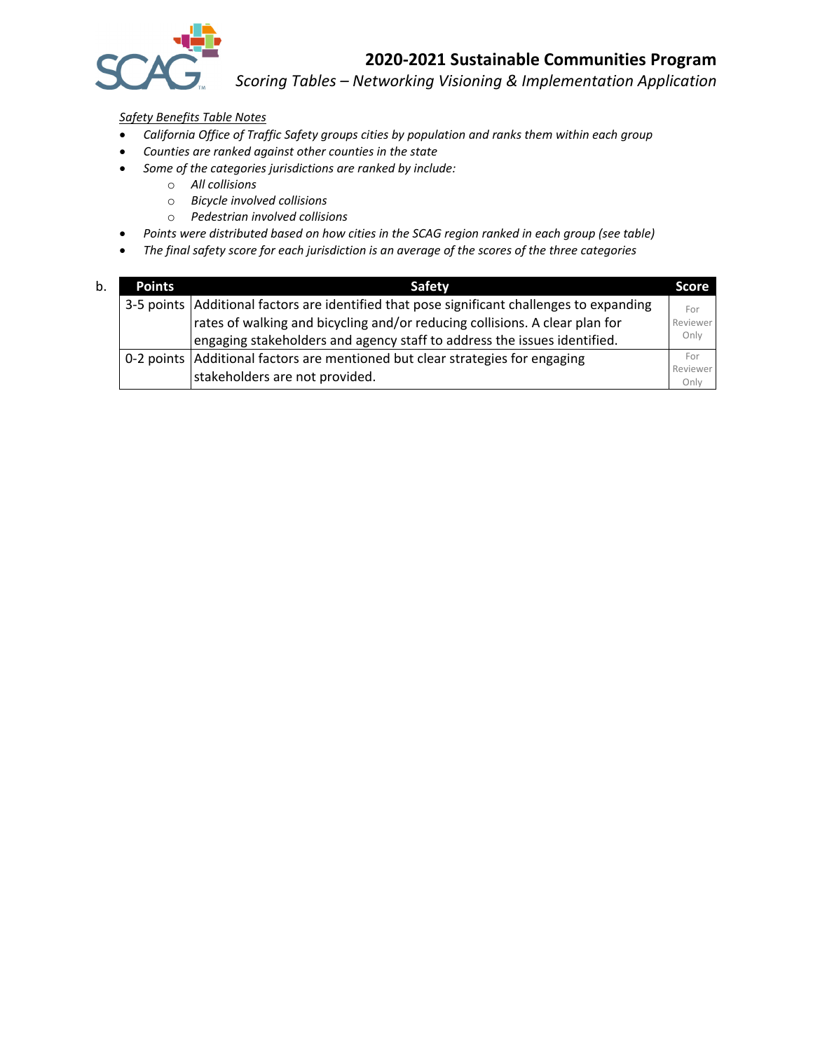*Safety Benefits Table Notes*

- *California Office of Traffic Safety groups cities by population and ranks them within each group*
- *Counties are ranked against other counties in the state*
- *Some of the categories jurisdictions are ranked by include:*
  - *All collisions*
  - *Bicycle involved collisions*
  - *Pedestrian involved collisions*
- *Points were distributed based on how cities in the SCAG region ranked in each group (see table)*
- *The final safety score for each jurisdiction is an average of the scores of the three categories*

b.

| Points | Safety | Score |
|---|---|---|
| 3-5 points | Additional factors are identified that pose significant challenges to expanding rates of walking and bicycling and/or reducing collisions. A clear plan for engaging stakeholders and agency staff to address the issues identified. | For Reviewer Only |
| 0-2 points | Additional factors are mentioned but clear strategies for engaging stakeholders are not provided. | For Reviewer Only |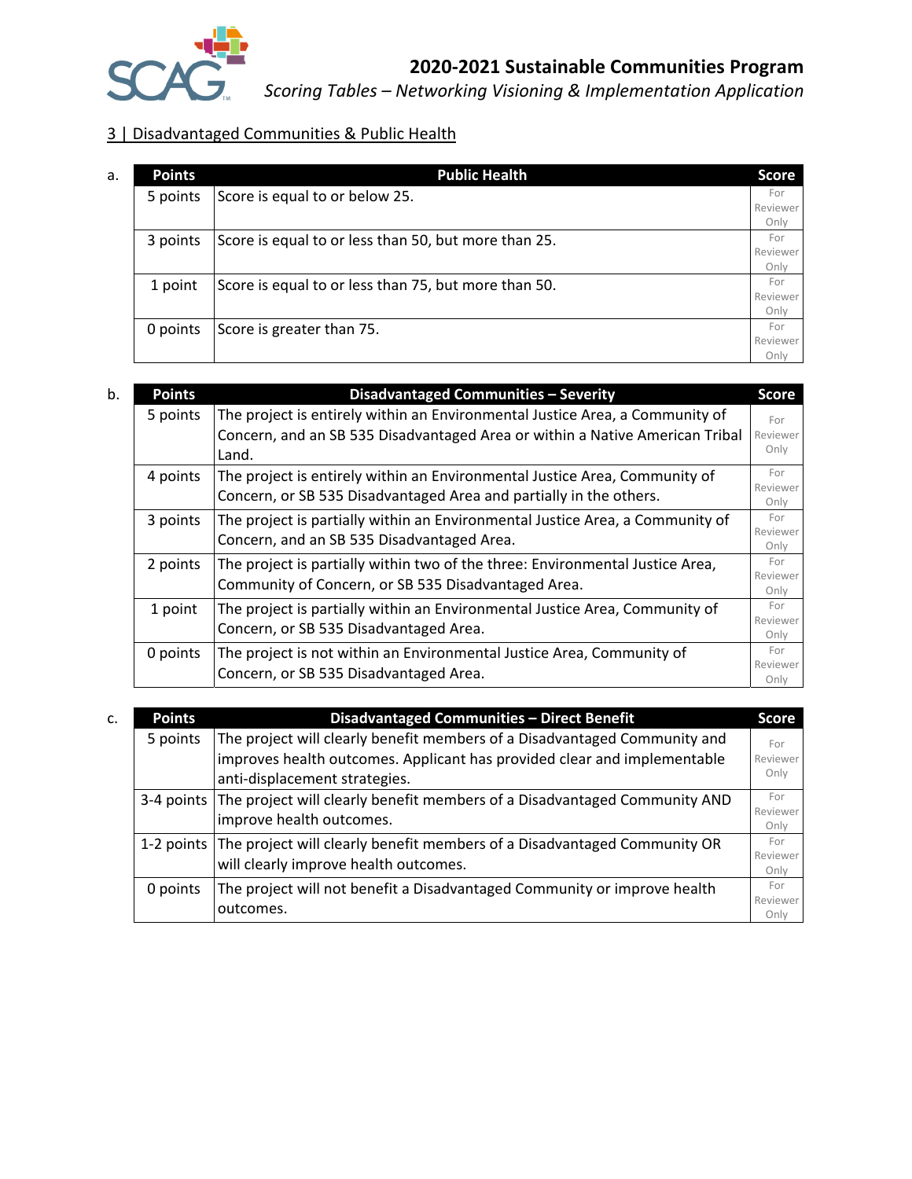## 3 | Disadvantaged Communities & Public Health

a.

| Points | Public Health | Score |
|---|---|---|
| 5 points | Score is equal to or below 25. | For Reviewer Only |
| 3 points | Score is equal to or less than 50, but more than 25. | For Reviewer Only |
| 1 point | Score is equal to or less than 75, but more than 50. | For Reviewer Only |
| 0 points | Score is greater than 75. | For Reviewer Only |

b.

| Points | Disadvantaged Communities – Severity | Score |
|---|---|---|
| 5 points | The project is entirely within an Environmental Justice Area, a Community of Concern, and an SB 535 Disadvantaged Area or within a Native American Tribal Land. | For Reviewer Only |
| 4 points | The project is entirely within an Environmental Justice Area, Community of Concern, or SB 535 Disadvantaged Area and partially in the others. | For Reviewer Only |
| 3 points | The project is partially within an Environmental Justice Area, a Community of Concern, and an SB 535 Disadvantaged Area. | For Reviewer Only |
| 2 points | The project is partially within two of the three: Environmental Justice Area, Community of Concern, or SB 535 Disadvantaged Area. | For Reviewer Only |
| 1 point | The project is partially within an Environmental Justice Area, Community of Concern, or SB 535 Disadvantaged Area. | For Reviewer Only |
| 0 points | The project is not within an Environmental Justice Area, Community of Concern, or SB 535 Disadvantaged Area. | For Reviewer Only |

c.

| Points | Disadvantaged Communities – Direct Benefit | Score |
|---|---|---|
| 5 points | The project will clearly benefit members of a Disadvantaged Community and improves health outcomes. Applicant has provided clear and implementable anti-displacement strategies. | For Reviewer Only |
| 3-4 points | The project will clearly benefit members of a Disadvantaged Community AND improve health outcomes. | For Reviewer Only |
| 1-2 points | The project will clearly benefit members of a Disadvantaged Community OR will clearly improve health outcomes. | For Reviewer Only |
| 0 points | The project will not benefit a Disadvantaged Community or improve health outcomes. | For Reviewer Only |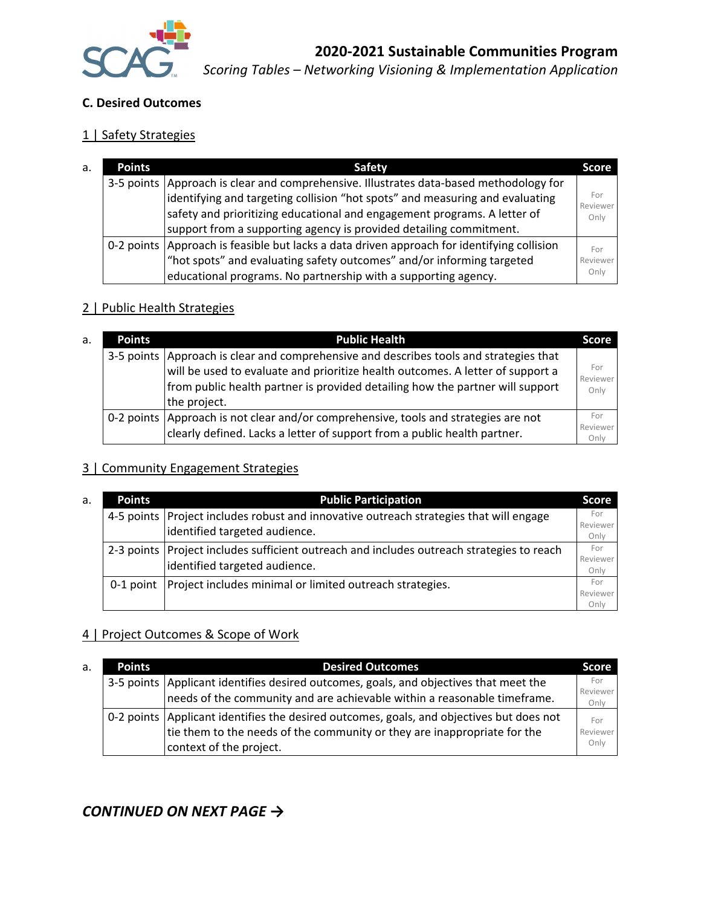### C. Desired Outcomes

#### 1 | Safety Strategies

a.

| Points | Safety | Score |
|---|---|---|
| 3-5 points | Approach is clear and comprehensive. Illustrates data-based methodology for identifying and targeting collision "hot spots" and measuring and evaluating safety and prioritizing educational and engagement programs. A letter of support from a supporting agency is provided detailing commitment. | For Reviewer Only |
| 0-2 points | Approach is feasible but lacks a data driven approach for identifying collision "hot spots" and evaluating safety outcomes" and/or informing targeted educational programs. No partnership with a supporting agency. | For Reviewer Only |

#### 2 | Public Health Strategies

a.

| Points | Public Health | Score |
|---|---|---|
| 3-5 points | Approach is clear and comprehensive and describes tools and strategies that will be used to evaluate and prioritize health outcomes. A letter of support from public health partner is provided detailing how the partner will support the project. | For Reviewer Only |
| 0-2 points | Approach is not clear and/or comprehensive, tools and strategies are not clearly defined. Lacks a letter of support from a public health partner. | For Reviewer Only |

#### 3 | Community Engagement Strategies

a.

| Points | Public Participation | Score |
|---|---|---|
| 4-5 points | Project includes robust and innovative outreach strategies that will engage identified targeted audience. | For Reviewer Only |
| 2-3 points | Project includes sufficient outreach and includes outreach strategies to reach identified targeted audience. | For Reviewer Only |
| 0-1 point | Project includes minimal or limited outreach strategies. | For Reviewer Only |

#### 4 | Project Outcomes & Scope of Work

a.

| Points | Desired Outcomes | Score |
|---|---|---|
| 3-5 points | Applicant identifies desired outcomes, goals, and objectives that meet the needs of the community and are achievable within a reasonable timeframe. | For Reviewer Only |
| 0-2 points | Applicant identifies the desired outcomes, goals, and objectives but does not tie them to the needs of the community or they are inappropriate for the context of the project. | For Reviewer Only |

***CONTINUED ON NEXT PAGE →***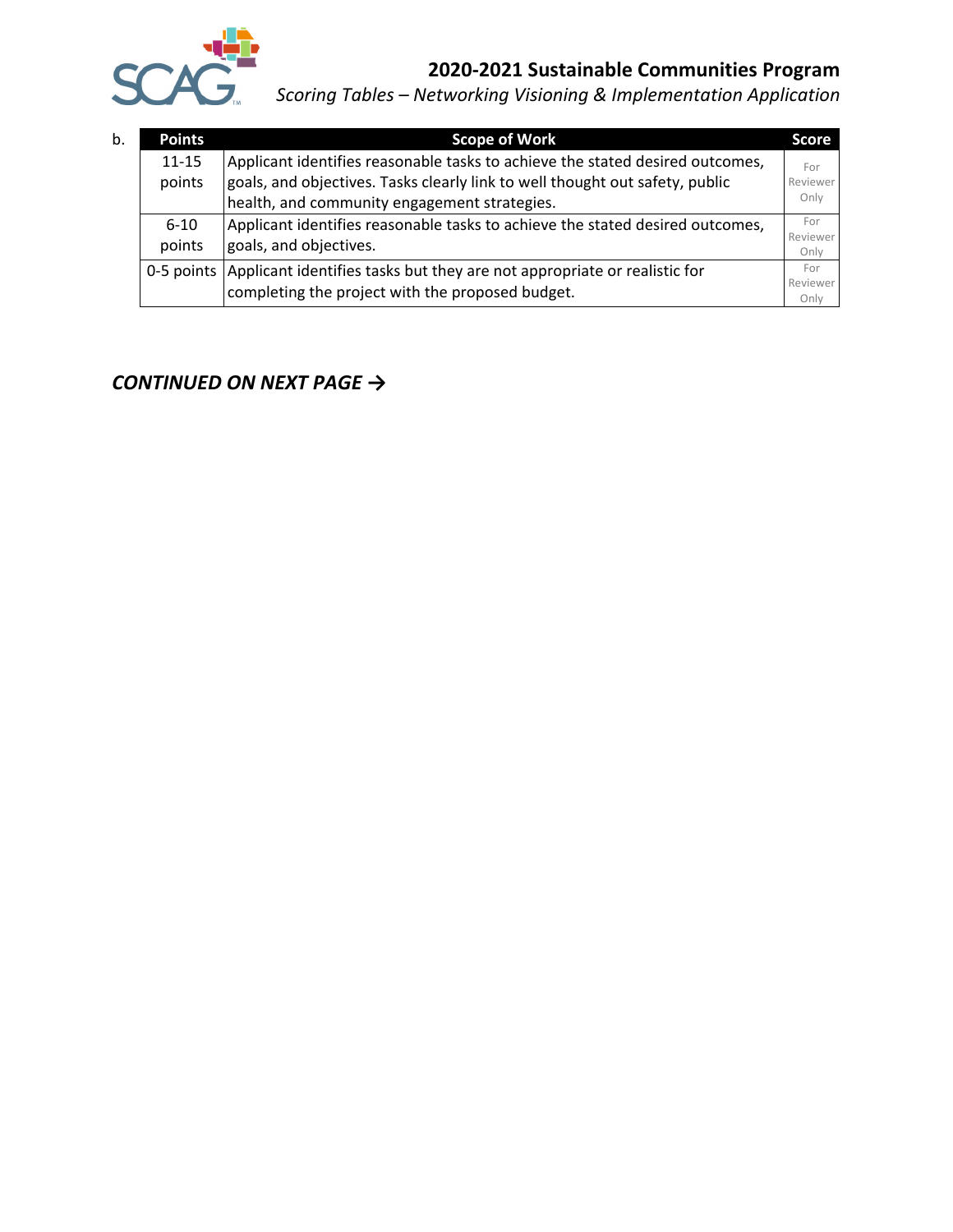b.

| Points | Scope of Work | Score |
|---|---|---|
| 11-15 points | Applicant identifies reasonable tasks to achieve the stated desired outcomes, goals, and objectives. Tasks clearly link to well thought out safety, public health, and community engagement strategies. | For Reviewer Only |
| 6-10 points | Applicant identifies reasonable tasks to achieve the stated desired outcomes, goals, and objectives. | For Reviewer Only |
| 0-5 points | Applicant identifies tasks but they are not appropriate or realistic for completing the project with the proposed budget. | For Reviewer Only |

***CONTINUED ON NEXT PAGE →***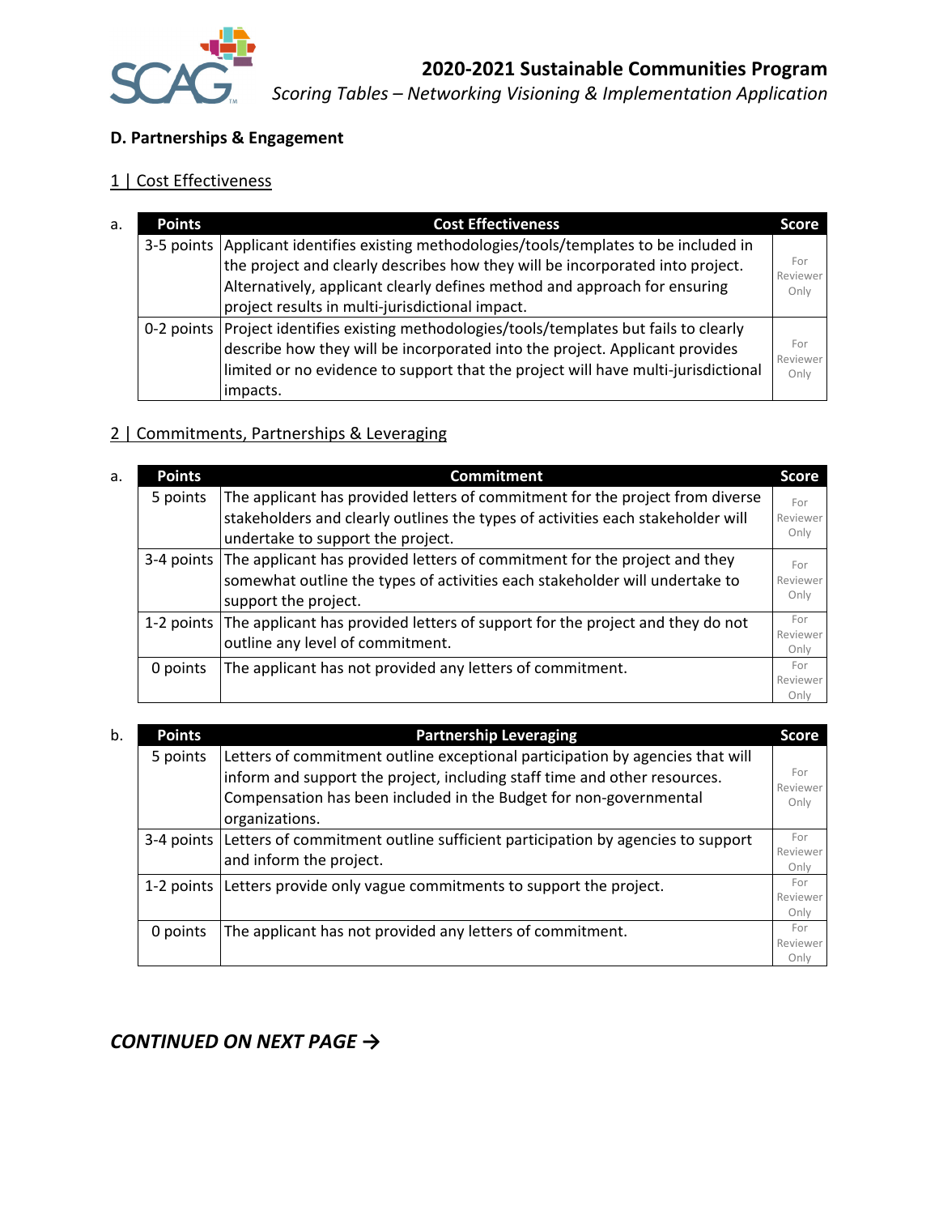## D. Partnerships & Engagement

### 1 | Cost Effectiveness

a.

| Points | Cost Effectiveness | Score |
|---|---|---|
| 3-5 points | Applicant identifies existing methodologies/tools/templates to be included in the project and clearly describes how they will be incorporated into project. Alternatively, applicant clearly defines method and approach for ensuring project results in multi-jurisdictional impact. | For Reviewer Only |
| 0-2 points | Project identifies existing methodologies/tools/templates but fails to clearly describe how they will be incorporated into the project. Applicant provides limited or no evidence to support that the project will have multi-jurisdictional impacts. | For Reviewer Only |

### 2 | Commitments, Partnerships & Leveraging

a.

| Points | Commitment | Score |
|---|---|---|
| 5 points | The applicant has provided letters of commitment for the project from diverse stakeholders and clearly outlines the types of activities each stakeholder will undertake to support the project. | For Reviewer Only |
| 3-4 points | The applicant has provided letters of commitment for the project and they somewhat outline the types of activities each stakeholder will undertake to support the project. | For Reviewer Only |
| 1-2 points | The applicant has provided letters of support for the project and they do not outline any level of commitment. | For Reviewer Only |
| 0 points | The applicant has not provided any letters of commitment. | For Reviewer Only |

b.

| Points | Partnership Leveraging | Score |
|---|---|---|
| 5 points | Letters of commitment outline exceptional participation by agencies that will inform and support the project, including staff time and other resources. Compensation has been included in the Budget for non-governmental organizations. | For Reviewer Only |
| 3-4 points | Letters of commitment outline sufficient participation by agencies to support and inform the project. | For Reviewer Only |
| 1-2 points | Letters provide only vague commitments to support the project. | For Reviewer Only |
| 0 points | The applicant has not provided any letters of commitment. | For Reviewer Only |

***CONTINUED ON NEXT PAGE →***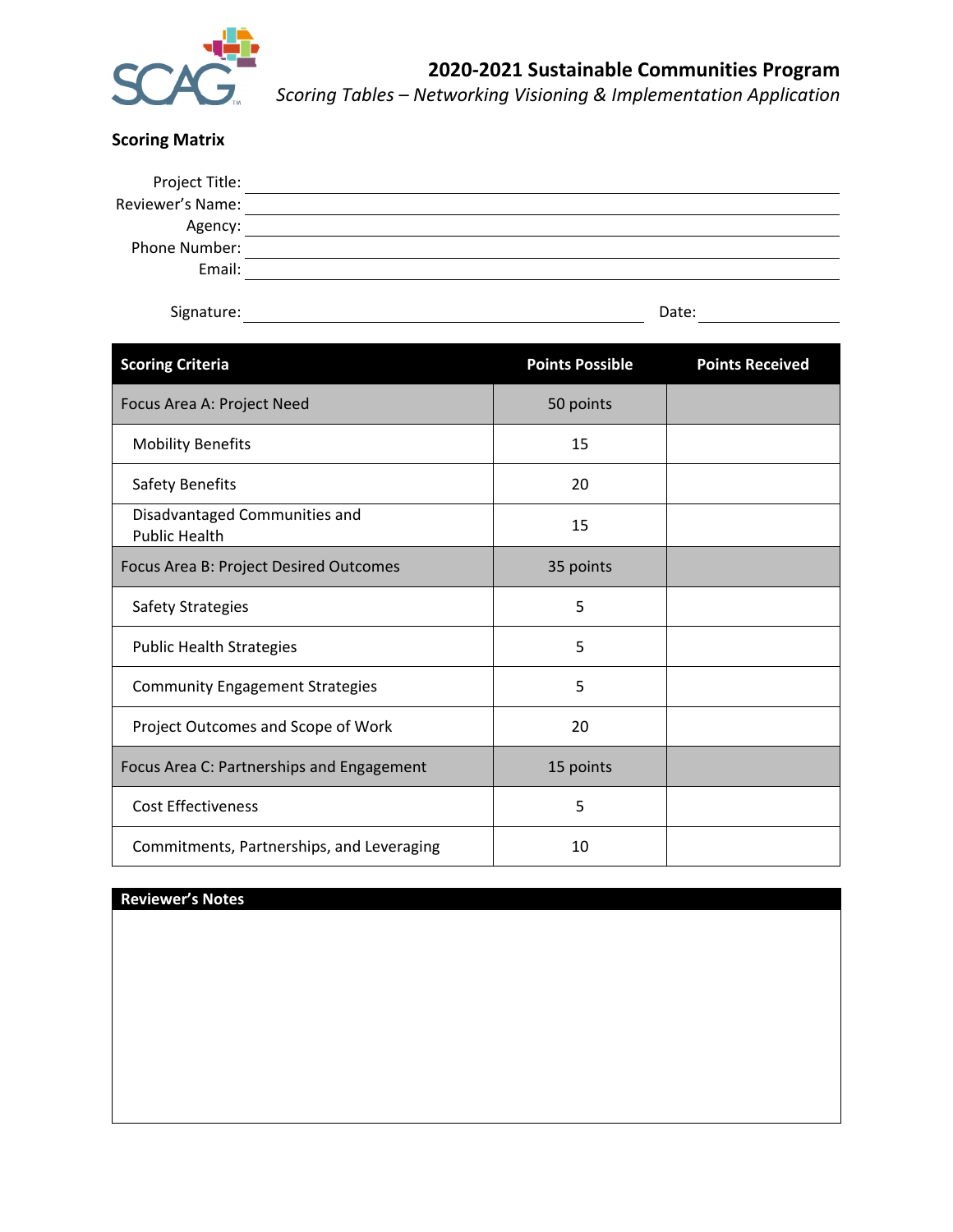# 2020-2021 Sustainable Communities Program

*Scoring Tables – Networking Visioning & Implementation Application*

**Scoring Matrix**

Project Title: ______________________

Reviewer's Name: ______________________

Agency: ______________________

Phone Number: ______________________

Email: ______________________

Signature: ______________________ Date: ____________

| Scoring Criteria | Points Possible | Points Received |
|---|---|---|
| Focus Area A: Project Need | 50 points | |
| Mobility Benefits | 15 | |
| Safety Benefits | 20 | |
| Disadvantaged Communities and Public Health | 15 | |
| Focus Area B: Project Desired Outcomes | 35 points | |
| Safety Strategies | 5 | |
| Public Health Strategies | 5 | |
| Community Engagement Strategies | 5 | |
| Project Outcomes and Scope of Work | 20 | |
| Focus Area C: Partnerships and Engagement | 15 points | |
| Cost Effectiveness | 5 | |
| Commitments, Partnerships, and Leveraging | 10 | |

**Reviewer's Notes**